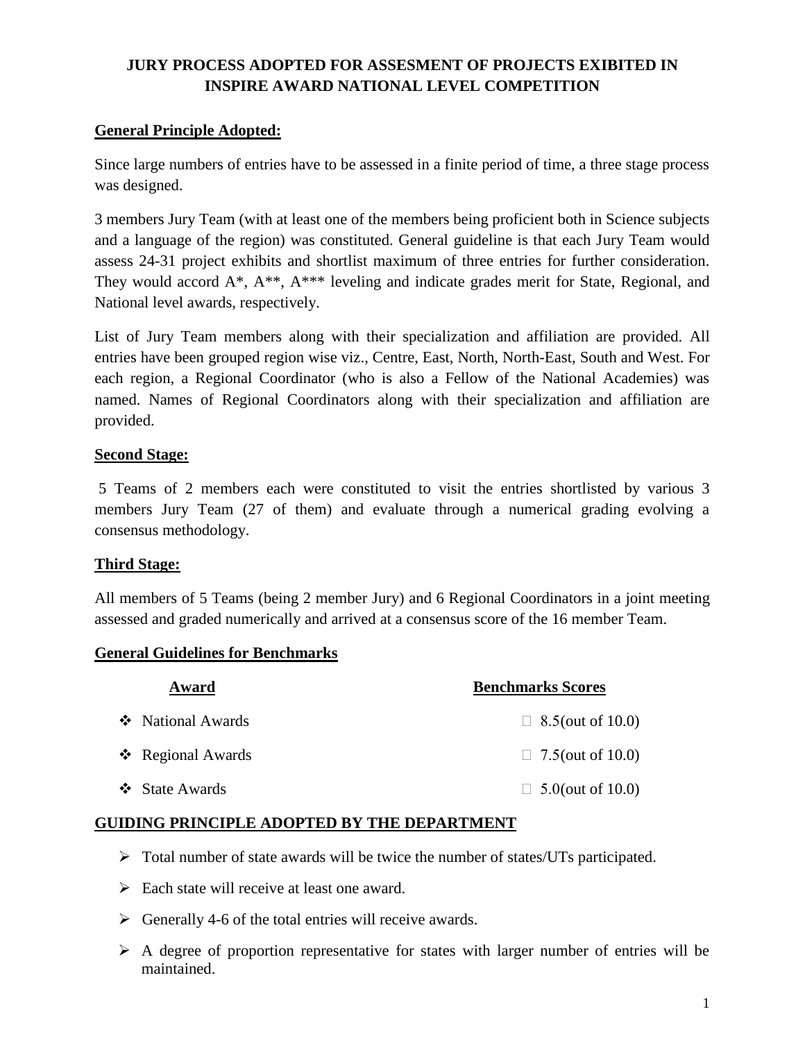# JURY PROCESS ADOPTED FOR ASSESMENT OF PROJECTS EXIBITED IN INSPIRE AWARD NATIONAL LEVEL COMPETITION

## General Principle Adopted:

Since large numbers of entries have to be assessed in a finite period of time, a three stage process was designed.

3 members Jury Team (with at least one of the members being proficient both in Science subjects and a language of the region) was constituted. General guideline is that each Jury Team would assess 24-31 project exhibits and shortlist maximum of three entries for further consideration. They would accord A*, A**, A*** leveling and indicate grades merit for State, Regional, and National level awards, respectively.

List of Jury Team members along with their specialization and affiliation are provided. All entries have been grouped region wise viz., Centre, East, North, North-East, South and West. For each region, a Regional Coordinator (who is also a Fellow of the National Academies) was named. Names of Regional Coordinators along with their specialization and affiliation are provided.

## Second Stage:

5 Teams of 2 members each were constituted to visit the entries shortlisted by various 3 members Jury Team (27 of them) and evaluate through a numerical grading evolving a consensus methodology.

## Third Stage:

All members of 5 Teams (being 2 member Jury) and 6 Regional Coordinators in a joint meeting assessed and graded numerically and arrived at a consensus score of the 16 member Team.

## General Guidelines for Benchmarks

| Award | Benchmarks Scores |
|---|---|
| National Awards | 8.5(out of 10.0) |
| Regional Awards | 7.5(out of 10.0) |
| State Awards | 5.0(out of 10.0) |

## GUIDING PRINCIPLE ADOPTED BY THE DEPARTMENT

- Total number of state awards will be twice the number of states/UTs participated.
- Each state will receive at least one award.
- Generally 4-6 of the total entries will receive awards.
- A degree of proportion representative for states with larger number of entries will be maintained.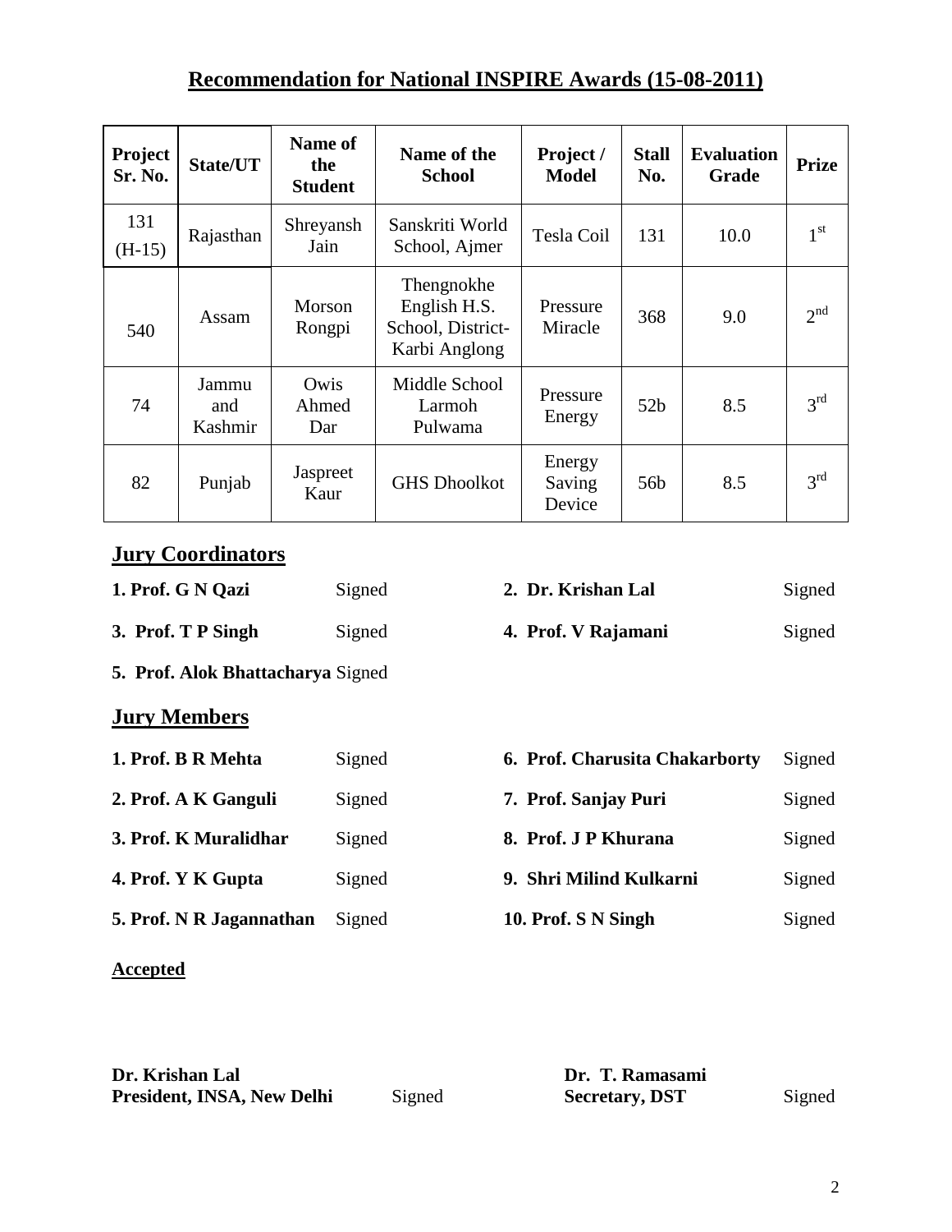# Recommendation for National INSPIRE Awards (15-08-2011)

| Project Sr. No. | State/UT | Name of the Student | Name of the School | Project / Model | Stall No. | Evaluation Grade | Prize |
|---|---|---|---|---|---|---|---|
| 131 (H-15) | Rajasthan | Shreyansh Jain | Sanskriti World School, Ajmer | Tesla Coil | 131 | 10.0 | 1st |
| 540 | Assam | Morson Rongpi | Thengnokhe English H.S. School, District-Karbi Anglong | Pressure Miracle | 368 | 9.0 | 2nd |
| 74 | Jammu and Kashmir | Owis Ahmed Dar | Middle School Larmoh Pulwama | Pressure Energy | 52b | 8.5 | 3rd |
| 82 | Punjab | Jaspreet Kaur | GHS Dhoolkot | Energy Saving Device | 56b | 8.5 | 3rd |

## Jury Coordinators

**1. Prof. G N Qazi** Signed

**2. Dr. Krishan Lal** Signed

**3. Prof. T P Singh** Signed

**4. Prof. V Rajamani** Signed

**5. Prof. Alok Bhattacharya** Signed

## Jury Members

**1. Prof. B R Mehta** Signed

**2. Prof. A K Ganguli** Signed

**3. Prof. K Muralidhar** Signed

**4. Prof. Y K Gupta** Signed

**5. Prof. N R Jagannathan** Signed

**6. Prof. Charusita Chakarborty** Signed

**7. Prof. Sanjay Puri** Signed

**8. Prof. J P Khurana** Signed

**9. Shri Milind Kulkarni** Signed

**10. Prof. S N Singh** Signed

**Accepted**

**Dr. Krishan Lal**
**President, INSA, New Delhi** Signed

**Dr. T. Ramasami**
**Secretary, DST** Signed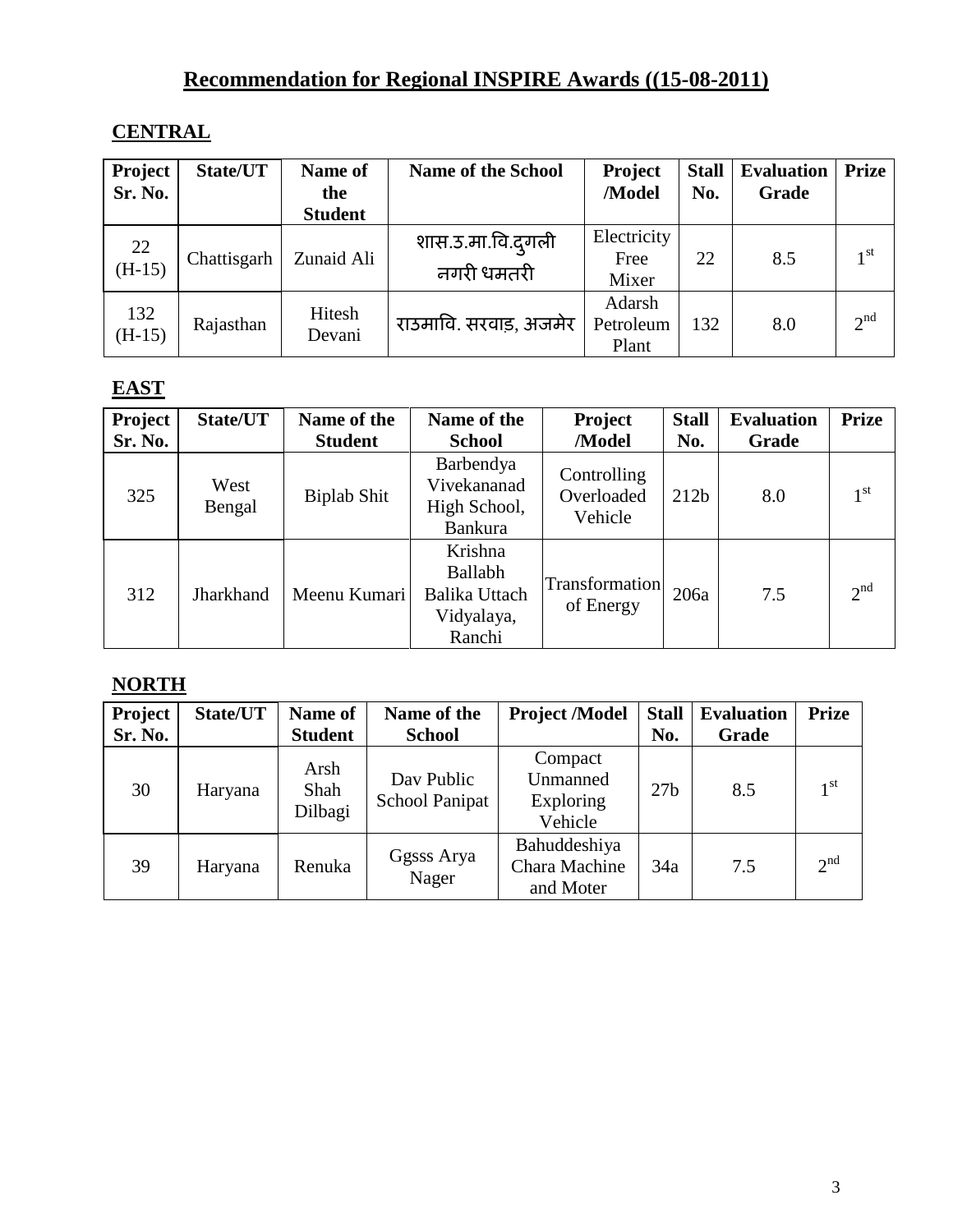# Recommendation for Regional INSPIRE Awards ((15-08-2011)

## CENTRAL

| Project Sr. No. | State/UT | Name of the Student | Name of the School | Project /Model | Stall No. | Evaluation Grade | Prize |
|---|---|---|---|---|---|---|---|
| 22 (H-15) | Chattisgarh | Zunaid Ali | शास.उ.मा.वि.दुगली नगरी धमतरी | Electricity Free Mixer | 22 | 8.5 | 1st |
| 132 (H-15) | Rajasthan | Hitesh Devani | राउमावि. सरवाड़, अजमेर | Adarsh Petroleum Plant | 132 | 8.0 | 2nd |

## EAST

| Project Sr. No. | State/UT | Name of the Student | Name of the School | Project /Model | Stall No. | Evaluation Grade | Prize |
|---|---|---|---|---|---|---|---|
| 325 | West Bengal | Biplab Shit | Barbendya Vivekananad High School, Bankura | Controlling Overloaded Vehicle | 212b | 8.0 | 1st |
| 312 | Jharkhand | Meenu Kumari | Krishna Ballabh Balika Uttach Vidyalaya, Ranchi | Transformation of Energy | 206a | 7.5 | 2nd |

## NORTH

| Project Sr. No. | State/UT | Name of Student | Name of the School | Project /Model | Stall No. | Evaluation Grade | Prize |
|---|---|---|---|---|---|---|---|
| 30 | Haryana | Arsh Shah Dilbagi | Dav Public School Panipat | Compact Unmanned Exploring Vehicle | 27b | 8.5 | 1st |
| 39 | Haryana | Renuka | Ggsss Arya Nager | Bahuddeshiya Chara Machine and Moter | 34a | 7.5 | 2nd |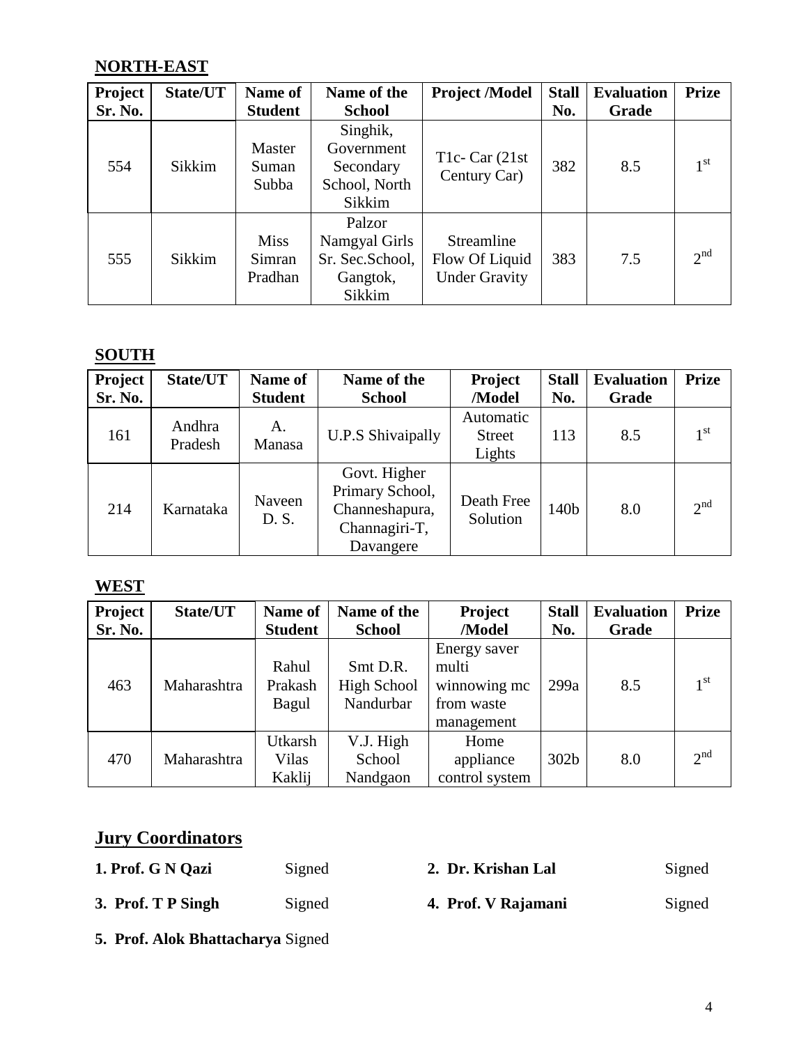## NORTH-EAST

| Project Sr. No. | State/UT | Name of Student | Name of the School | Project /Model | Stall No. | Evaluation Grade | Prize |
|---|---|---|---|---|---|---|---|
| 554 | Sikkim | Master Suman Subba | Singhik, Government Secondary School, North Sikkim | T1c- Car (21st Century Car) | 382 | 8.5 | 1st |
| 555 | Sikkim | Miss Simran Pradhan | Palzor Namgyal Girls Sr. Sec.School, Gangtok, Sikkim | Streamline Flow Of Liquid Under Gravity | 383 | 7.5 | 2nd |

## SOUTH

| Project Sr. No. | State/UT | Name of Student | Name of the School | Project /Model | Stall No. | Evaluation Grade | Prize |
|---|---|---|---|---|---|---|---|
| 161 | Andhra Pradesh | A. Manasa | U.P.S Shivaipally | Automatic Street Lights | 113 | 8.5 | 1st |
| 214 | Karnataka | Naveen D. S. | Govt. Higher Primary School, Channeshapura, Channagiri-T, Davangere | Death Free Solution | 140b | 8.0 | 2nd |

## WEST

| Project Sr. No. | State/UT | Name of Student | Name of the School | Project /Model | Stall No. | Evaluation Grade | Prize |
|---|---|---|---|---|---|---|---|
| 463 | Maharashtra | Rahul Prakash Bagul | Smt D.R. High School Nandurbar | Energy saver multi winnowing mc from waste management | 299a | 8.5 | 1st |
| 470 | Maharashtra | Utkarsh Vilas Kaklij | V.J. High School Nandgaon | Home appliance control system | 302b | 8.0 | 2nd |

## Jury Coordinators

**1. Prof. G N Qazi** Signed **2. Dr. Krishan Lal** Signed

**3. Prof. T P Singh** Signed **4. Prof. V Rajamani** Signed

**5. Prof. Alok Bhattacharya** Signed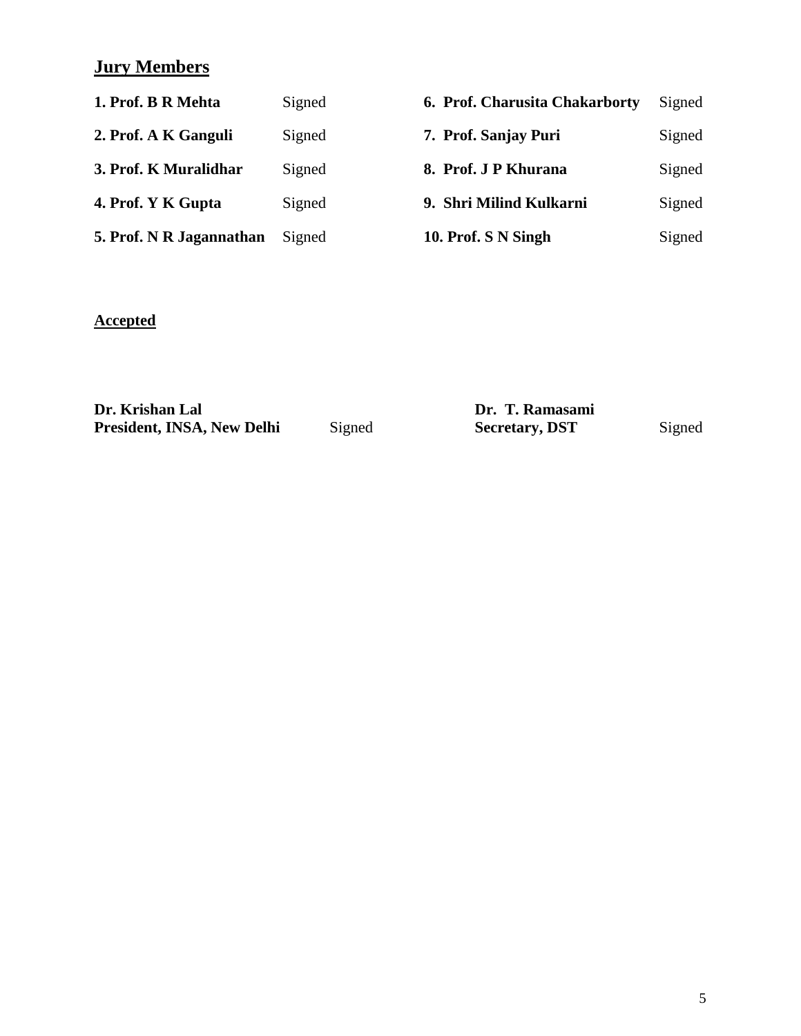## Jury Members

| | | | |
|---|---|---|---|
| **1. Prof. B R Mehta** | Signed | **6. Prof. Charusita Chakarborty** | Signed |
| **2. Prof. A K Ganguli** | Signed | **7. Prof. Sanjay Puri** | Signed |
| **3. Prof. K Muralidhar** | Signed | **8. Prof. J P Khurana** | Signed |
| **4. Prof. Y K Gupta** | Signed | **9. Shri Milind Kulkarni** | Signed |
| **5. Prof. N R Jagannathan** | Signed | **10. Prof. S N Singh** | Signed |

**Accepted**

| | | | |
|---|---|---|---|
| **Dr. Krishan Lal**<br>**President, INSA, New Delhi** | Signed | **Dr. T. Ramasami**<br>**Secretary, DST** | Signed |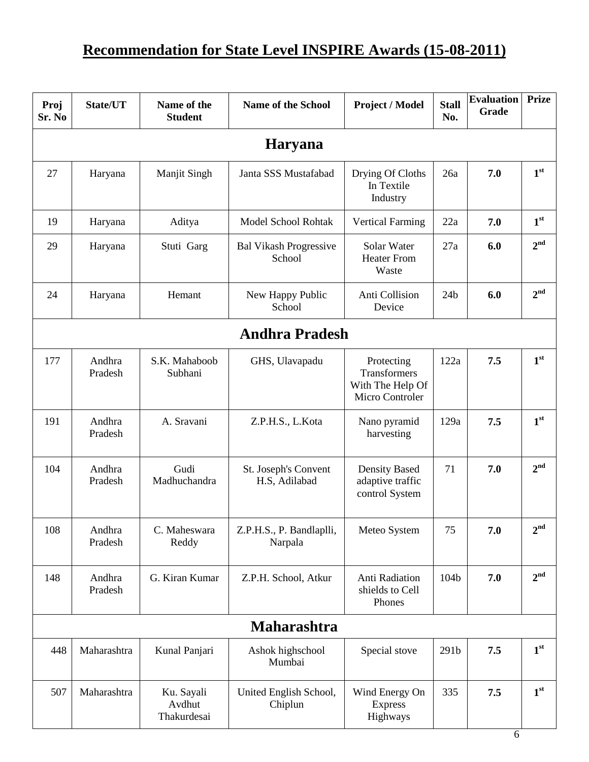# Recommendation for State Level INSPIRE Awards (15-08-2011)

| Proj Sr. No | State/UT | Name of the Student | Name of the School | Project / Model | Stall No. | Evaluation Grade | Prize |
|---|---|---|---|---|---|---|---|
| **Haryana** | | | | | | | |
| 27 | Haryana | Manjit Singh | Janta SSS Mustafabad | Drying Of Cloths In Textile Industry | 26a | **7.0** | 1st |
| 19 | Haryana | Aditya | Model School Rohtak | Vertical Farming | 22a | **7.0** | 1st |
| 29 | Haryana | Stuti Garg | Bal Vikash Progressive School | Solar Water Heater From Waste | 27a | **6.0** | 2nd |
| 24 | Haryana | Hemant | New Happy Public School | Anti Collision Device | 24b | **6.0** | 2nd |
| **Andhra Pradesh** | | | | | | | |
| 177 | Andhra Pradesh | S.K. Mahaboob Subhani | GHS, Ulavapadu | Protecting Transformers With The Help Of Micro Controler | 122a | **7.5** | 1st |
| 191 | Andhra Pradesh | A. Sravani | Z.P.H.S., L.Kota | Nano pyramid harvesting | 129a | **7.5** | 1st |
| 104 | Andhra Pradesh | Gudi Madhuchandra | St. Joseph's Convent H.S, Adilabad | Density Based adaptive traffic control System | 71 | **7.0** | 2nd |
| 108 | Andhra Pradesh | C. Maheswara Reddy | Z.P.H.S., P. Bandlaplli, Narpala | Meteo System | 75 | **7.0** | 2nd |
| 148 | Andhra Pradesh | G. Kiran Kumar | Z.P.H. School, Atkur | Anti Radiation shields to Cell Phones | 104b | **7.0** | 2nd |
| **Maharashtra** | | | | | | | |
| 448 | Maharashtra | Kunal Panjari | Ashok highschool Mumbai | Special stove | 291b | **7.5** | 1st |
| 507 | Maharashtra | Ku. Sayali Avdhut Thakurdesai | United English School, Chiplun | Wind Energy On Express Highways | 335 | **7.5** | 1st |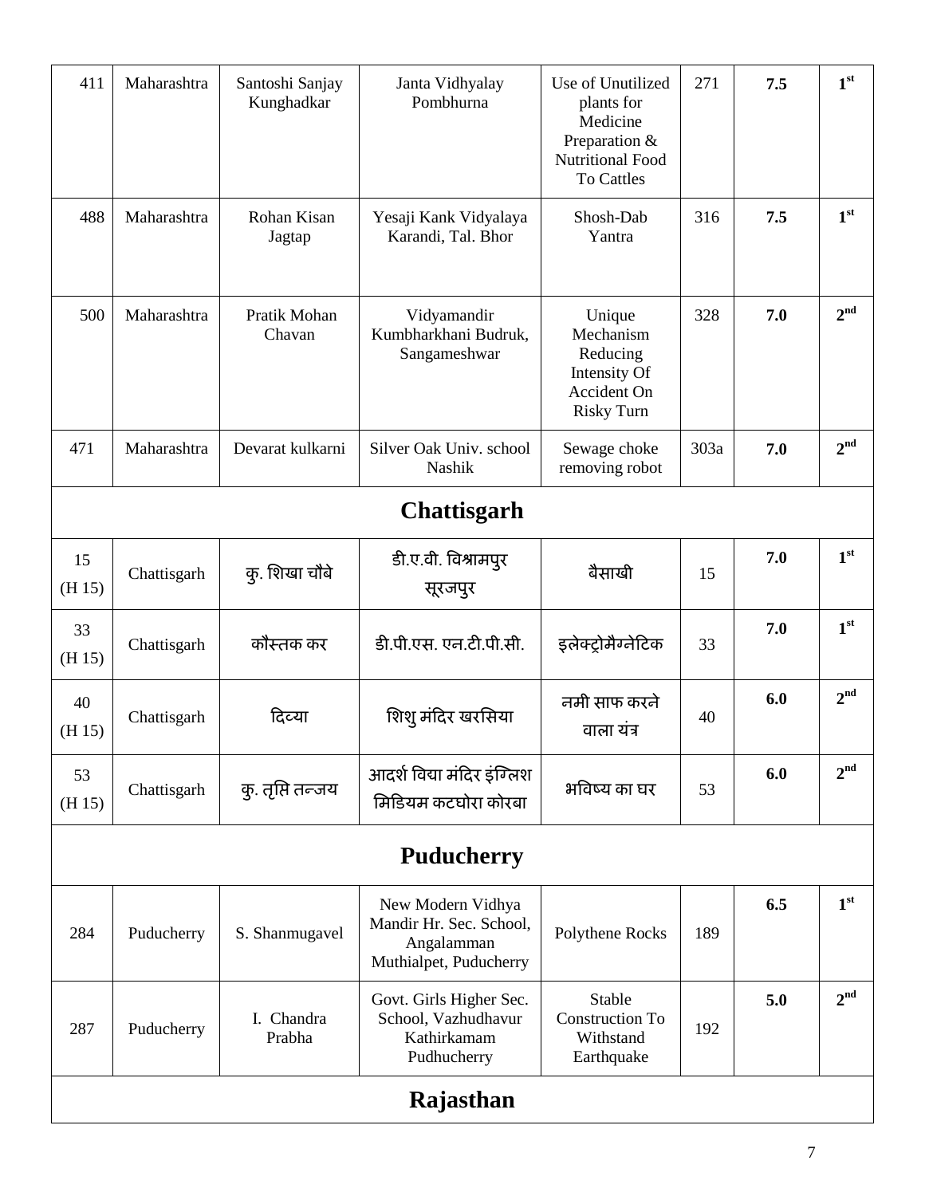| | | | | | | | |
|---|---|---|---|---|---|---|---|
| 411 | Maharashtra | Santoshi Sanjay Kunghadkar | Janta Vidhyalay Pombhurna | Use of Unutilized plants for Medicine Preparation & Nutritional Food To Cattles | 271 | **7.5** | 1st |
| 488 | Maharashtra | Rohan Kisan Jagtap | Yesaji Kank Vidyalaya Karandi, Tal. Bhor | Shosh-Dab Yantra | 316 | **7.5** | 1st |
| 500 | Maharashtra | Pratik Mohan Chavan | Vidyamandir Kumbharkhani Budruk, Sangameshwar | Unique Mechanism Reducing Intensity Of Accident On Risky Turn | 328 | **7.0** | 2nd |
| 471 | Maharashtra | Devarat kulkarni | Silver Oak Univ. school Nashik | Sewage choke removing robot | 303a | **7.0** | 2nd |
| **Chattisgarh** | | | | | | | |
| 15 (H 15) | Chattisgarh | कु. शिखा चौबे | डी.ए.वी. विश्रामपुर सूरजपुर | बैसाखी | 15 | **7.0** | 1st |
| 33 (H 15) | Chattisgarh | कौस्तक कर | डी.पी.एस. एन.टी.पी.सी. | इलेक्ट्रोमैग्नेटिक | 33 | **7.0** | 1st |
| 40 (H 15) | Chattisgarh | दिव्या | शिशु मंदिर खरसिया | नमी साफ करने वाला यंत्र | 40 | **6.0** | 2nd |
| 53 (H 15) | Chattisgarh | कु. तृप्ति तन्जय | आदर्श विद्या मंदिर इंग्लिश मिडियम कटघोरा कोरबा | भविष्य का घर | 53 | **6.0** | 2nd |
| **Puducherry** | | | | | | | |
| 284 | Puducherry | S. Shanmugavel | New Modern Vidhya Mandir Hr. Sec. School, Angalamman Muthialpet, Puducherry | Polythene Rocks | 189 | **6.5** | 1st |
| 287 | Puducherry | I. Chandra Prabha | Govt. Girls Higher Sec. School, Vazhudhavur Kathirkamam Pudhucherry | Stable Construction To Withstand Earthquake | 192 | **5.0** | 2nd |
| **Rajasthan** | | | | | | | |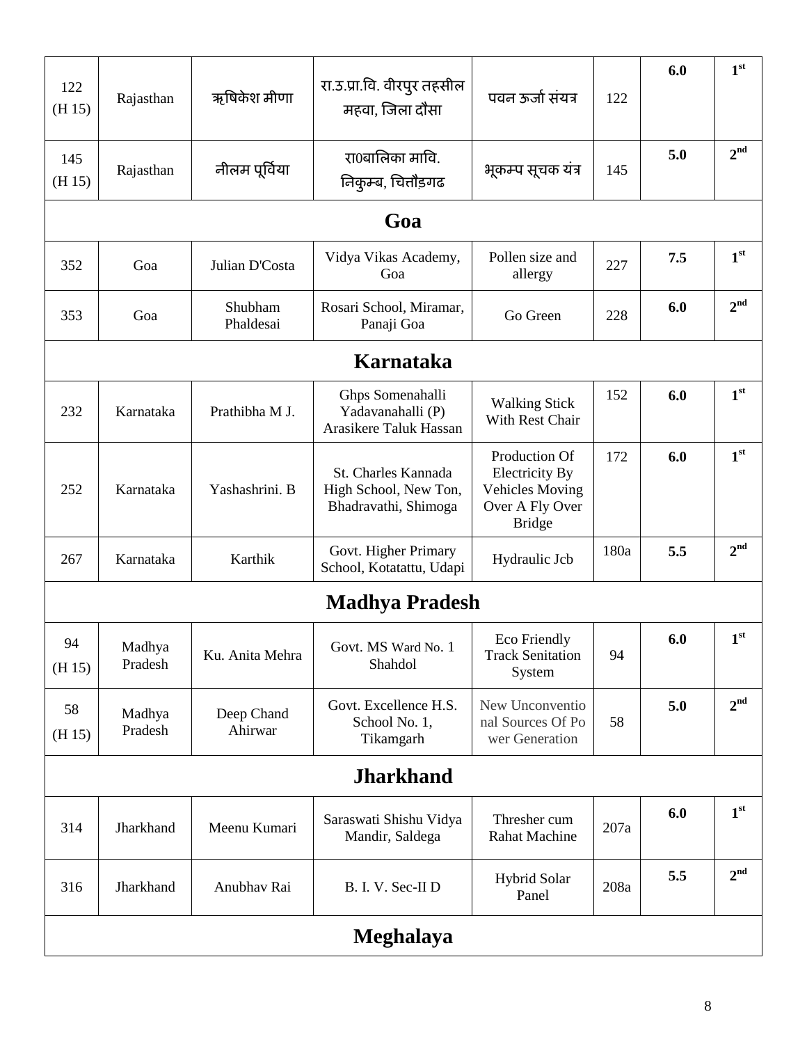| | | | | | | | |
|---|---|---|---|---|---|---|---|
| 122 (H 15) | Rajasthan | ऋषिकेश मीणा | रा.उ.प्रा.वि. वीरपुर तहसील महवा, जिला दौसा | पवन ऊर्जा संयत्र | 122 | 6.0 | 1st |
| 145 (H 15) | Rajasthan | नीलम पूर्विया | रा0बालिका मावि. निकुम्ब, चित्तौड़गढ | भूकम्प सूचक यंत्र | 145 | 5.0 | 2nd |
| **Goa** | | | | | | | |
| 352 | Goa | Julian D'Costa | Vidya Vikas Academy, Goa | Pollen size and allergy | 227 | 7.5 | 1st |
| 353 | Goa | Shubham Phaldesai | Rosari School, Miramar, Panaji Goa | Go Green | 228 | 6.0 | 2nd |
| **Karnataka** | | | | | | | |
| 232 | Karnataka | Prathibha M J. | Ghps Somenahalli Yadavanahalli (P) Arasikere Taluk Hassan | Walking Stick With Rest Chair | 152 | 6.0 | 1st |
| 252 | Karnataka | Yashashrini. B | St. Charles Kannada High School, New Ton, Bhadravathi, Shimoga | Production Of Electricity By Vehicles Moving Over A Fly Over Bridge | 172 | 6.0 | 1st |
| 267 | Karnataka | Karthik | Govt. Higher Primary School, Kotatattu, Udapi | Hydraulic Jcb | 180a | 5.5 | 2nd |
| **Madhya Pradesh** | | | | | | | |
| 94 (H 15) | Madhya Pradesh | Ku. Anita Mehra | Govt. MS Ward No. 1 Shahdol | Eco Friendly Track Senitation System | 94 | 6.0 | 1st |
| 58 (H 15) | Madhya Pradesh | Deep Chand Ahirwar | Govt. Excellence H.S. School No. 1, Tikamgarh | New Unconventional Sources Of Power Generation | 58 | 5.0 | 2nd |
| **Jharkhand** | | | | | | | |
| 314 | Jharkhand | Meenu Kumari | Saraswati Shishu Vidya Mandir, Saldega | Thresher cum Rahat Machine | 207a | 6.0 | 1st |
| 316 | Jharkhand | Anubhav Rai | B. I. V. Sec-II D | Hybrid Solar Panel | 208a | 5.5 | 2nd |
| **Meghalaya** | | | | | | | |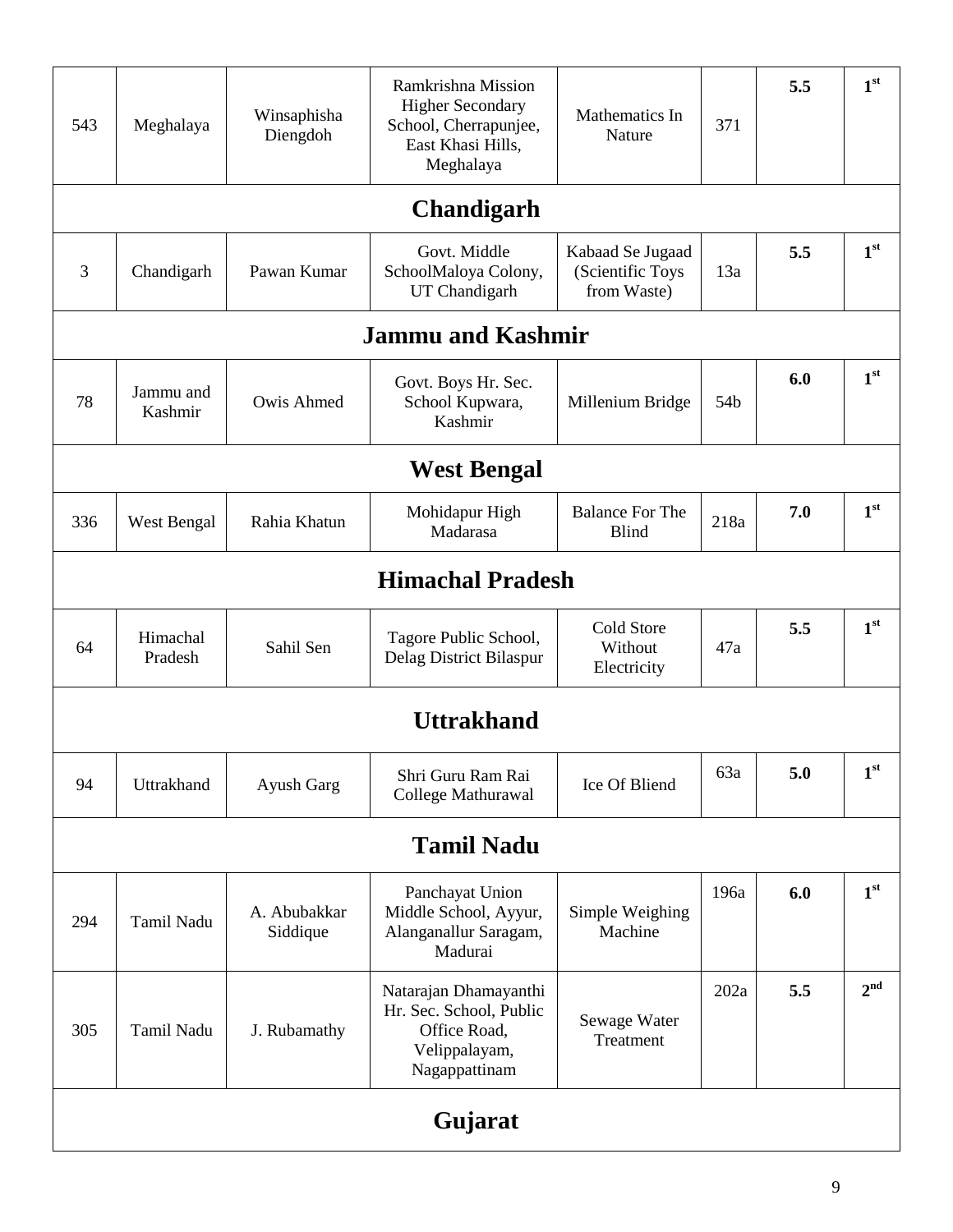| | | | | | | | |
|---|---|---|---|---|---|---|---|
| 543 | Meghalaya | Winsaphisha Diengdoh | Ramkrishna Mission Higher Secondary School, Cherrapunjee, East Khasi Hills, Meghalaya | Mathematics In Nature | 371 | **5.5** | **1st** |
| **Chandigarh** | | | | | | | |
| 3 | Chandigarh | Pawan Kumar | Govt. Middle SchoolMaloya Colony, UT Chandigarh | Kabaad Se Jugaad (Scientific Toys from Waste) | 13a | **5.5** | **1st** |
| **Jammu and Kashmir** | | | | | | | |
| 78 | Jammu and Kashmir | Owis Ahmed | Govt. Boys Hr. Sec. School Kupwara, Kashmir | Millenium Bridge | 54b | **6.0** | **1st** |
| **West Bengal** | | | | | | | |
| 336 | West Bengal | Rahia Khatun | Mohidapur High Madarasa | Balance For The Blind | 218a | **7.0** | **1st** |
| **Himachal Pradesh** | | | | | | | |
| 64 | Himachal Pradesh | Sahil Sen | Tagore Public School, Delag District Bilaspur | Cold Store Without Electricity | 47a | **5.5** | **1st** |
| **Uttrakhand** | | | | | | | |
| 94 | Uttrakhand | Ayush Garg | Shri Guru Ram Rai College Mathurawal | Ice Of Bliend | 63a | **5.0** | **1st** |
| **Tamil Nadu** | | | | | | | |
| 294 | Tamil Nadu | A. Abubakkar Siddique | Panchayat Union Middle School, Ayyur, Alanganallur Saragam, Madurai | Simple Weighing Machine | 196a | **6.0** | **1st** |
| 305 | Tamil Nadu | J. Rubamathy | Natarajan Dhamayanthi Hr. Sec. School, Public Office Road, Velippalayam, Nagappattinam | Sewage Water Treatment | 202a | **5.5** | **2nd** |
| **Gujarat** | | | | | | | |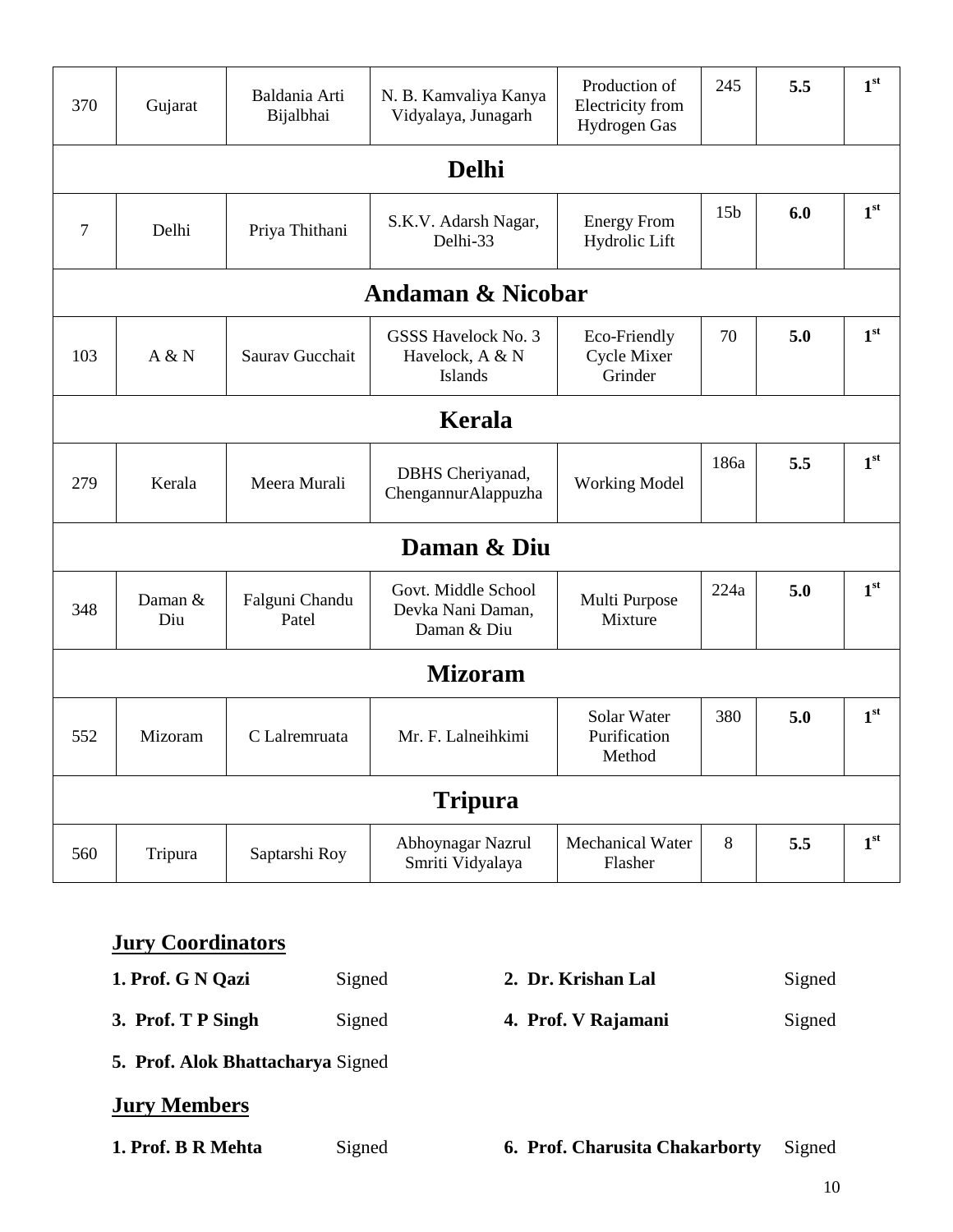| | | | | | | | |
|---|---|---|---|---|---|---|---|
| 370 | Gujarat | Baldania Arti Bijalbhai | N. B. Kamvaliya Kanya Vidyalaya, Junagarh | Production of Electricity from Hydrogen Gas | 245 | **5.5** | **1st** |
| **Delhi** | | | | | | | |
| 7 | Delhi | Priya Thithani | S.K.V. Adarsh Nagar, Delhi-33 | Energy From Hydrolic Lift | 15b | **6.0** | **1st** |
| **Andaman & Nicobar** | | | | | | | |
| 103 | A & N | Saurav Gucchait | GSSS Havelock No. 3 Havelock, A & N Islands | Eco-Friendly Cycle Mixer Grinder | 70 | **5.0** | **1st** |
| **Kerala** | | | | | | | |
| 279 | Kerala | Meera Murali | DBHS Cheriyanad, ChengannurAlappuzha | Working Model | 186a | **5.5** | **1st** |
| **Daman & Diu** | | | | | | | |
| 348 | Daman & Diu | Falguni Chandu Patel | Govt. Middle School Devka Nani Daman, Daman & Diu | Multi Purpose Mixture | 224a | **5.0** | **1st** |
| **Mizoram** | | | | | | | |
| 552 | Mizoram | C Lalremruata | Mr. F. Lalneihkimi | Solar Water Purification Method | 380 | **5.0** | **1st** |
| **Tripura** | | | | | | | |
| 560 | Tripura | Saptarshi Roy | Abhoynagar Nazrul Smriti Vidyalaya | Mechanical Water Flasher | 8 | **5.5** | **1st** |

## Jury Coordinators

**1. Prof. G N Qazi** Signed  **2. Dr. Krishan Lal** Signed

**3. Prof. T P Singh** Signed  **4. Prof. V Rajamani** Signed

**5. Prof. Alok Bhattacharya** Signed

## Jury Members

**1. Prof. B R Mehta** Signed  **6. Prof. Charusita Chakarborty** Signed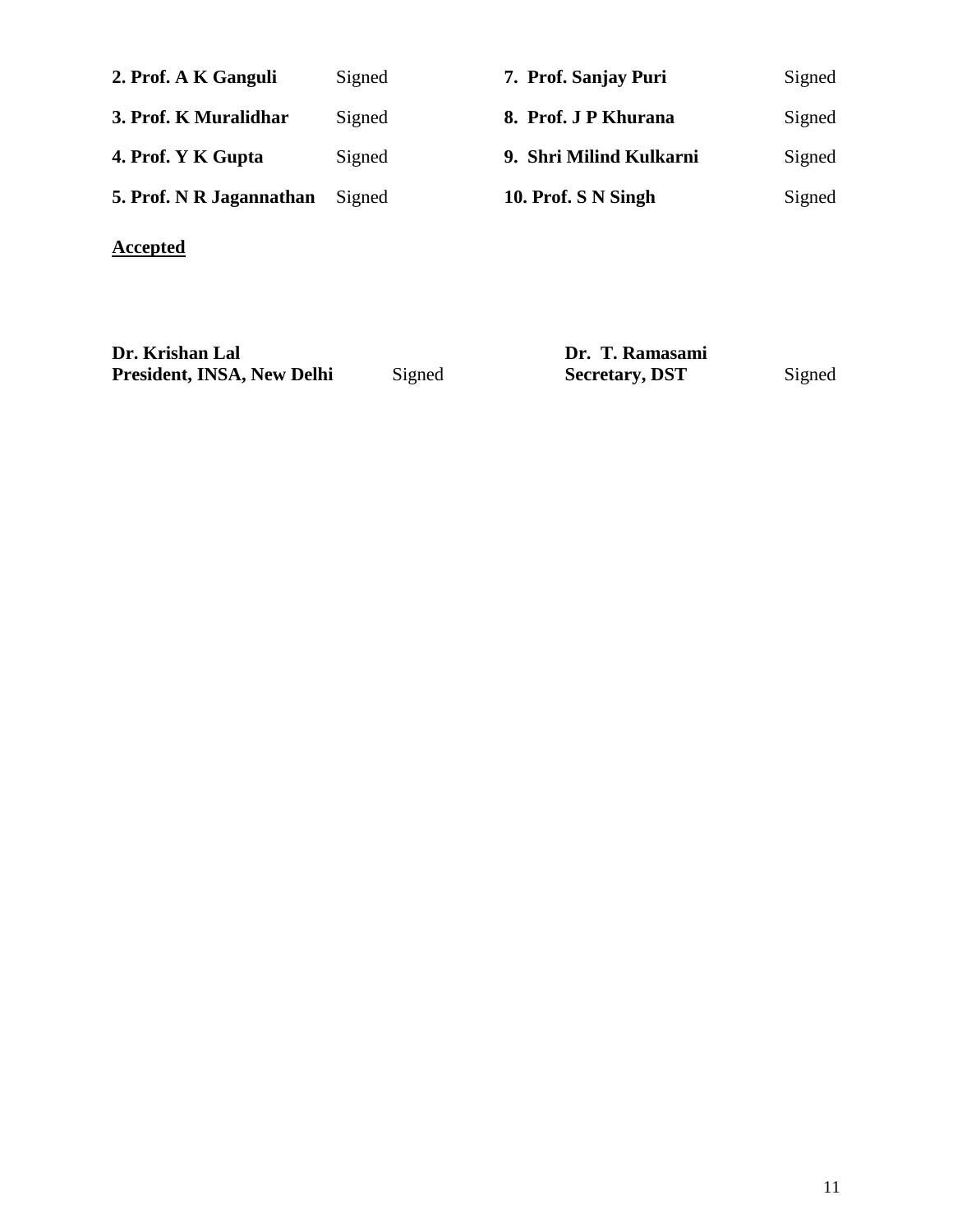| | | | |
|---|---|---|---|
| **2. Prof. A K Ganguli** | Signed | **7. Prof. Sanjay Puri** | Signed |
| **3. Prof. K Muralidhar** | Signed | **8. Prof. J P Khurana** | Signed |
| **4. Prof. Y K Gupta** | Signed | **9. Shri Milind Kulkarni** | Signed |
| **5. Prof. N R Jagannathan** | Signed | **10. Prof. S N Singh** | Signed |

**<u>Accepted</u>**

| | | | |
|---|---|---|---|
| **Dr. Krishan Lal**<br>**President, INSA, New Delhi** | Signed | **Dr. T. Ramasami**<br>**Secretary, DST** | Signed |